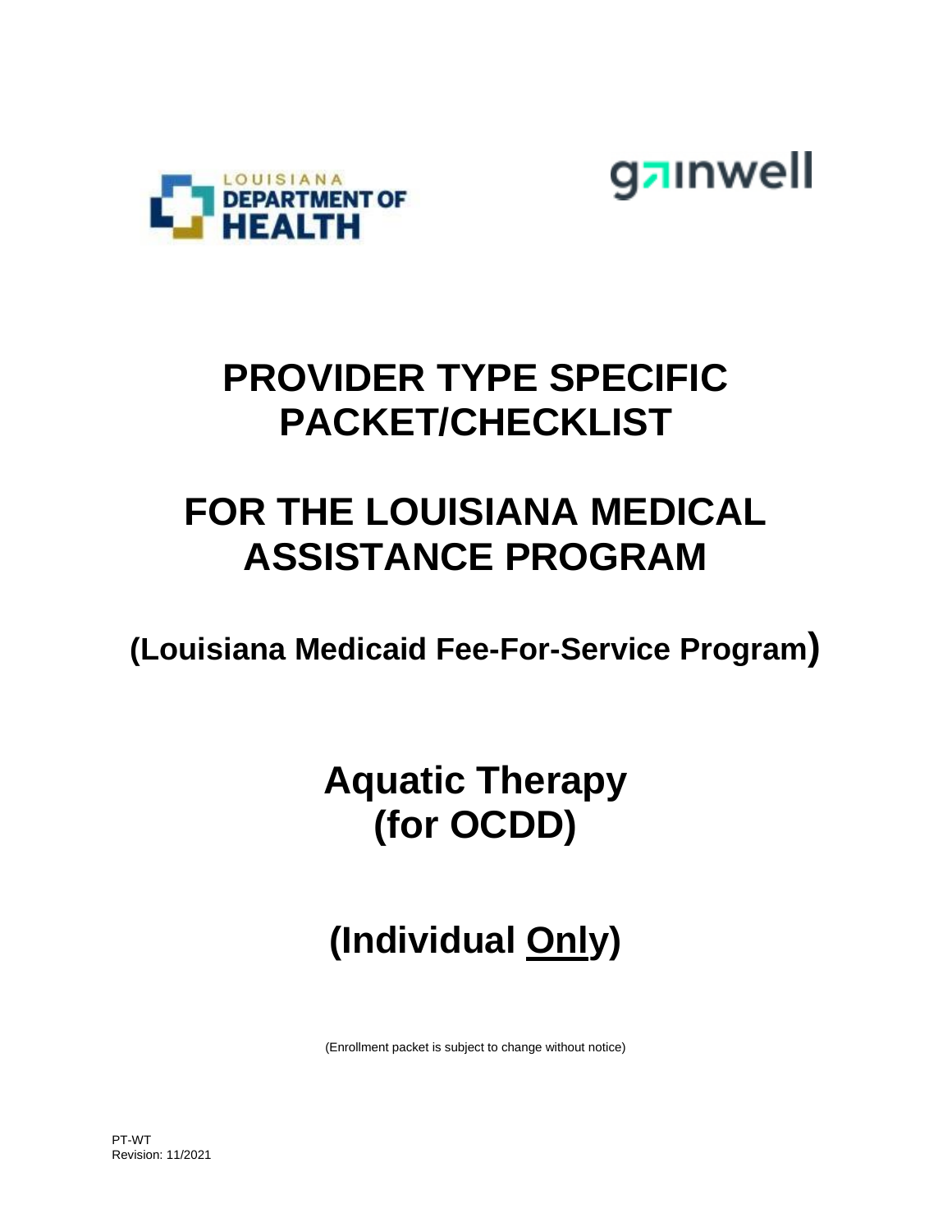LOUISIANA DEPARTMENT OF HEALTH

gainwell

# PROVIDER TYPE SPECIFIC PACKET/CHECKLIST

# FOR THE LOUISIANA MEDICAL ASSISTANCE PROGRAM

## (Louisiana Medicaid Fee-For-Service Program)

# Aquatic Therapy (for OCDD)

# (Individual Only)

(Enrollment packet is subject to change without notice)

PT-WT
Revision: 11/2021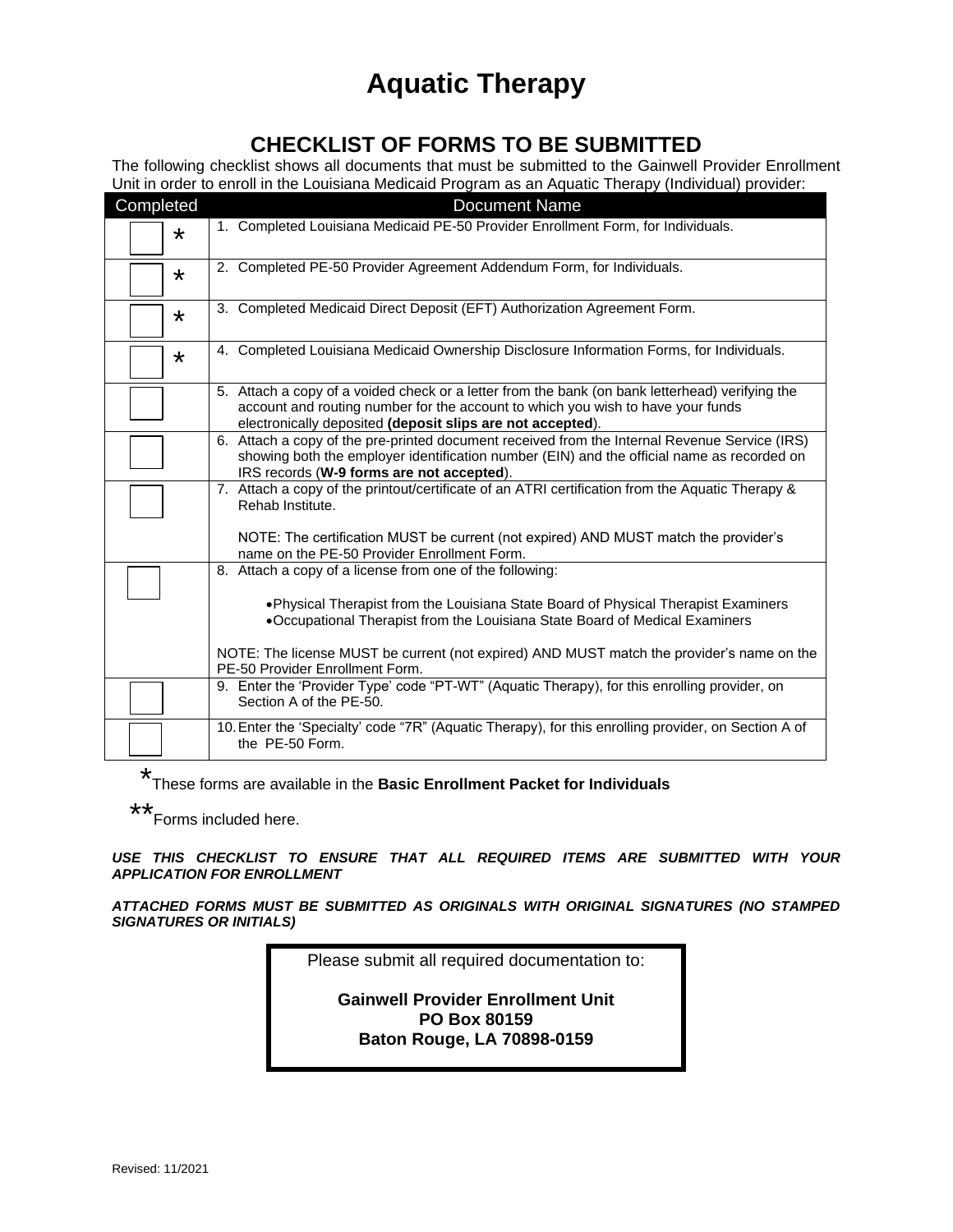# Aquatic Therapy

## CHECKLIST OF FORMS TO BE SUBMITTED

The following checklist shows all documents that must be submitted to the Gainwell Provider Enrollment Unit in order to enroll in the Louisiana Medicaid Program as an Aquatic Therapy (Individual) provider:

| Completed | Document Name |
|---|---|
| ☐ * | 1. Completed Louisiana Medicaid PE-50 Provider Enrollment Form, for Individuals. |
| ☐ * | 2. Completed PE-50 Provider Agreement Addendum Form, for Individuals. |
| ☐ * | 3. Completed Medicaid Direct Deposit (EFT) Authorization Agreement Form. |
| ☐ * | 4. Completed Louisiana Medicaid Ownership Disclosure Information Forms, for Individuals. |
| ☐ | 5. Attach a copy of a voided check or a letter from the bank (on bank letterhead) verifying the account and routing number for the account to which you wish to have your funds electronically deposited **(deposit slips are not accepted)**. |
| ☐ | 6. Attach a copy of the pre-printed document received from the Internal Revenue Service (IRS) showing both the employer identification number (EIN) and the official name as recorded on IRS records (**W-9 forms are not accepted**). |
| ☐ | 7. Attach a copy of the printout/certificate of an ATRI certification from the Aquatic Therapy & Rehab Institute.<br><br>NOTE: The certification MUST be current (not expired) AND MUST match the provider's name on the PE-50 Provider Enrollment Form. |
| ☐ | 8. Attach a copy of a license from one of the following:<br><br>• Physical Therapist from the Louisiana State Board of Physical Therapist Examiners<br>• Occupational Therapist from the Louisiana State Board of Medical Examiners<br><br>NOTE: The license MUST be current (not expired) AND MUST match the provider's name on the PE-50 Provider Enrollment Form. |
| ☐ | 9. Enter the 'Provider Type' code "PT-WT" (Aquatic Therapy), for this enrolling provider, on Section A of the PE-50. |
| ☐ | 10. Enter the 'Specialty' code "7R" (Aquatic Therapy), for this enrolling provider, on Section A of the PE-50 Form. |

*These forms are available in the **Basic Enrollment Packet for Individuals**

**Forms included here.

***USE THIS CHECKLIST TO ENSURE THAT ALL REQUIRED ITEMS ARE SUBMITTED WITH YOUR APPLICATION FOR ENROLLMENT***

***ATTACHED FORMS MUST BE SUBMITTED AS ORIGINALS WITH ORIGINAL SIGNATURES (NO STAMPED SIGNATURES OR INITIALS)***

Please submit all required documentation to:

**Gainwell Provider Enrollment Unit**
**PO Box 80159**
**Baton Rouge, LA 70898-0159**

Revised: 11/2021